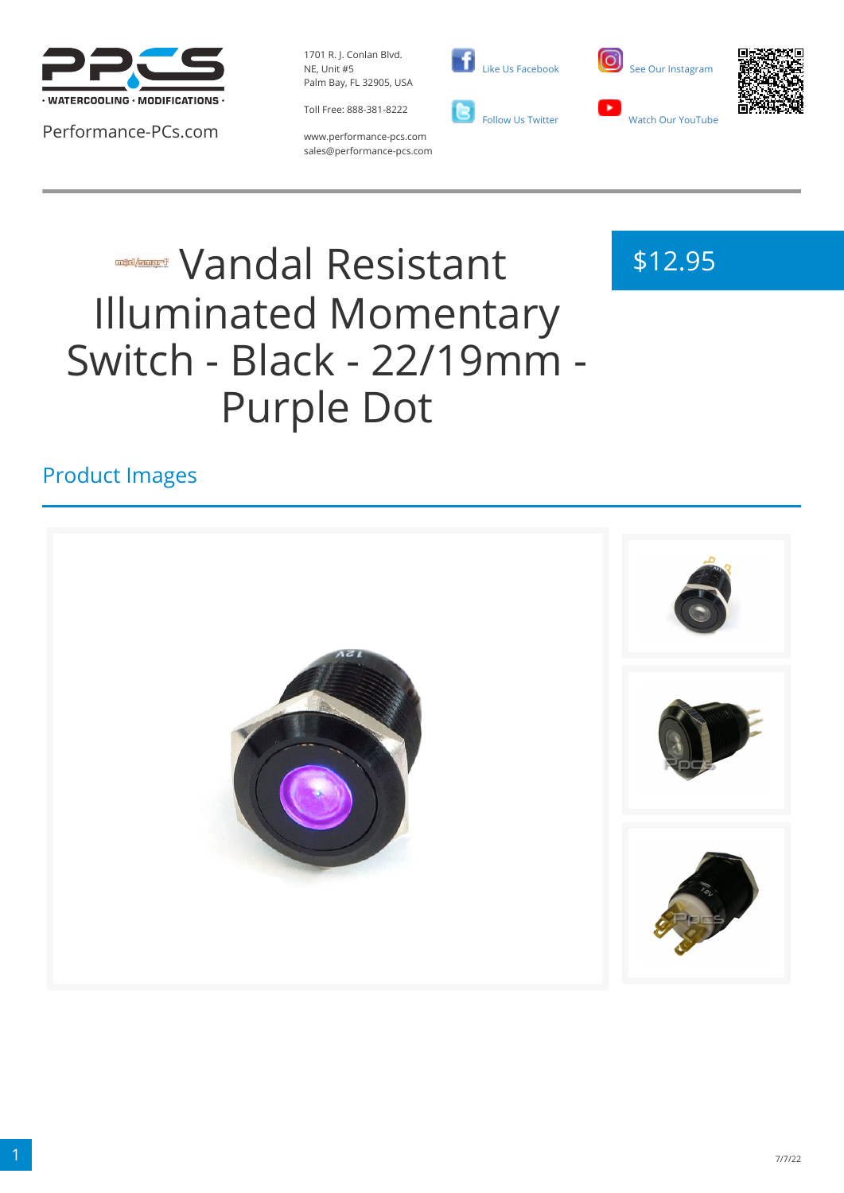Performance-PCs.com

1701 R. J. Conlan Blvd.
NE, Unit #5
Palm Bay, FL 32905, USA

Toll Free: 888-381-8222

www.performance-pcs.com
sales@performance-pcs.com

Like Us Facebook

Follow Us Twitter

See Our Instagram

Watch Our YouTube

# Vandal Resistant Illuminated Momentary Switch - Black - 22/19mm - Purple Dot

$12.95

## Product Images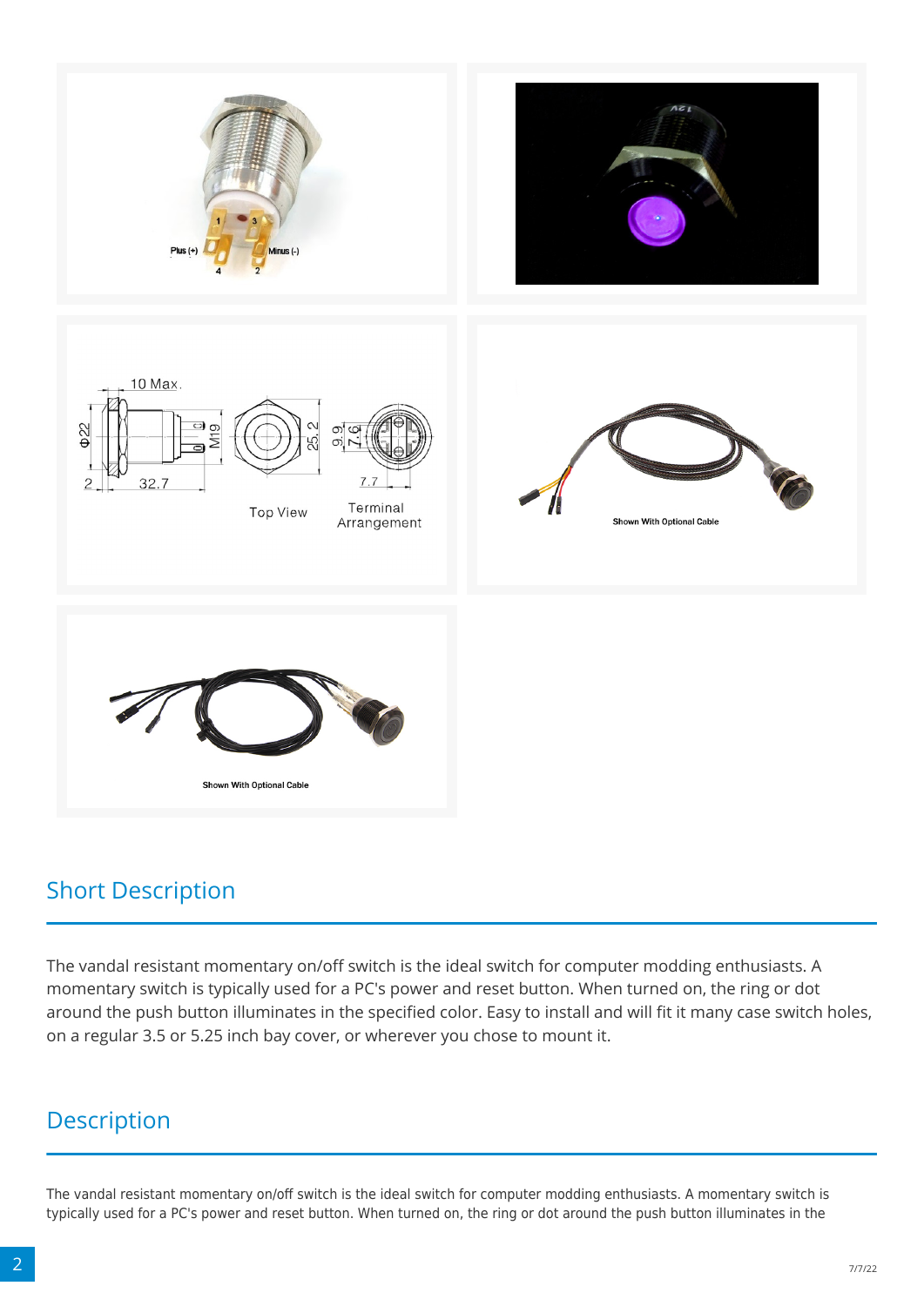Shown With Optional Cable

Shown With Optional Cable

## Short Description

The vandal resistant momentary on/off switch is the ideal switch for computer modding enthusiasts. A momentary switch is typically used for a PC's power and reset button. When turned on, the ring or dot around the push button illuminates in the specified color. Easy to install and will fit it many case switch holes, on a regular 3.5 or 5.25 inch bay cover, or wherever you chose to mount it.

## Description

The vandal resistant momentary on/off switch is the ideal switch for computer modding enthusiasts. A momentary switch is typically used for a PC's power and reset button. When turned on, the ring or dot around the push button illuminates in the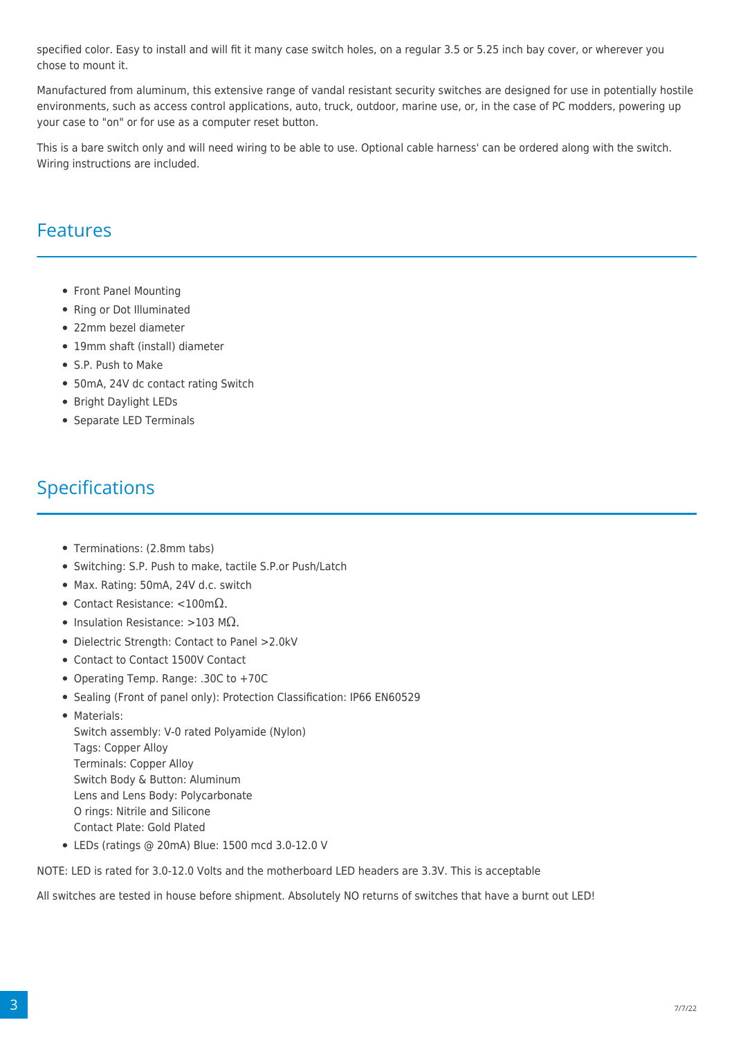specified color. Easy to install and will fit it many case switch holes, on a regular 3.5 or 5.25 inch bay cover, or wherever you chose to mount it.

Manufactured from aluminum, this extensive range of vandal resistant security switches are designed for use in potentially hostile environments, such as access control applications, auto, truck, outdoor, marine use, or, in the case of PC modders, powering up your case to "on" or for use as a computer reset button.

This is a bare switch only and will need wiring to be able to use. Optional cable harness' can be ordered along with the switch. Wiring instructions are included.

## Features

- Front Panel Mounting
- Ring or Dot Illuminated
- 22mm bezel diameter
- 19mm shaft (install) diameter
- S.P. Push to Make
- 50mA, 24V dc contact rating Switch
- Bright Daylight LEDs
- Separate LED Terminals

## Specifications

- Terminations: (2.8mm tabs)
- Switching: S.P. Push to make, tactile S.P.or Push/Latch
- Max. Rating: 50mA, 24V d.c. switch
- Contact Resistance: <100mΩ.
- Insulation Resistance: >103 MΩ.
- Dielectric Strength: Contact to Panel >2.0kV
- Contact to Contact 1500V Contact
- Operating Temp. Range: .30C to +70C
- Sealing (Front of panel only): Protection Classification: IP66 EN60529
- Materials:
  Switch assembly: V-0 rated Polyamide (Nylon)
  Tags: Copper Alloy
  Terminals: Copper Alloy
  Switch Body & Button: Aluminum
  Lens and Lens Body: Polycarbonate
  O rings: Nitrile and Silicone
  Contact Plate: Gold Plated
- LEDs (ratings @ 20mA) Blue: 1500 mcd 3.0-12.0 V

NOTE: LED is rated for 3.0-12.0 Volts and the motherboard LED headers are 3.3V. This is acceptable

All switches are tested in house before shipment. Absolutely NO returns of switches that have a burnt out LED!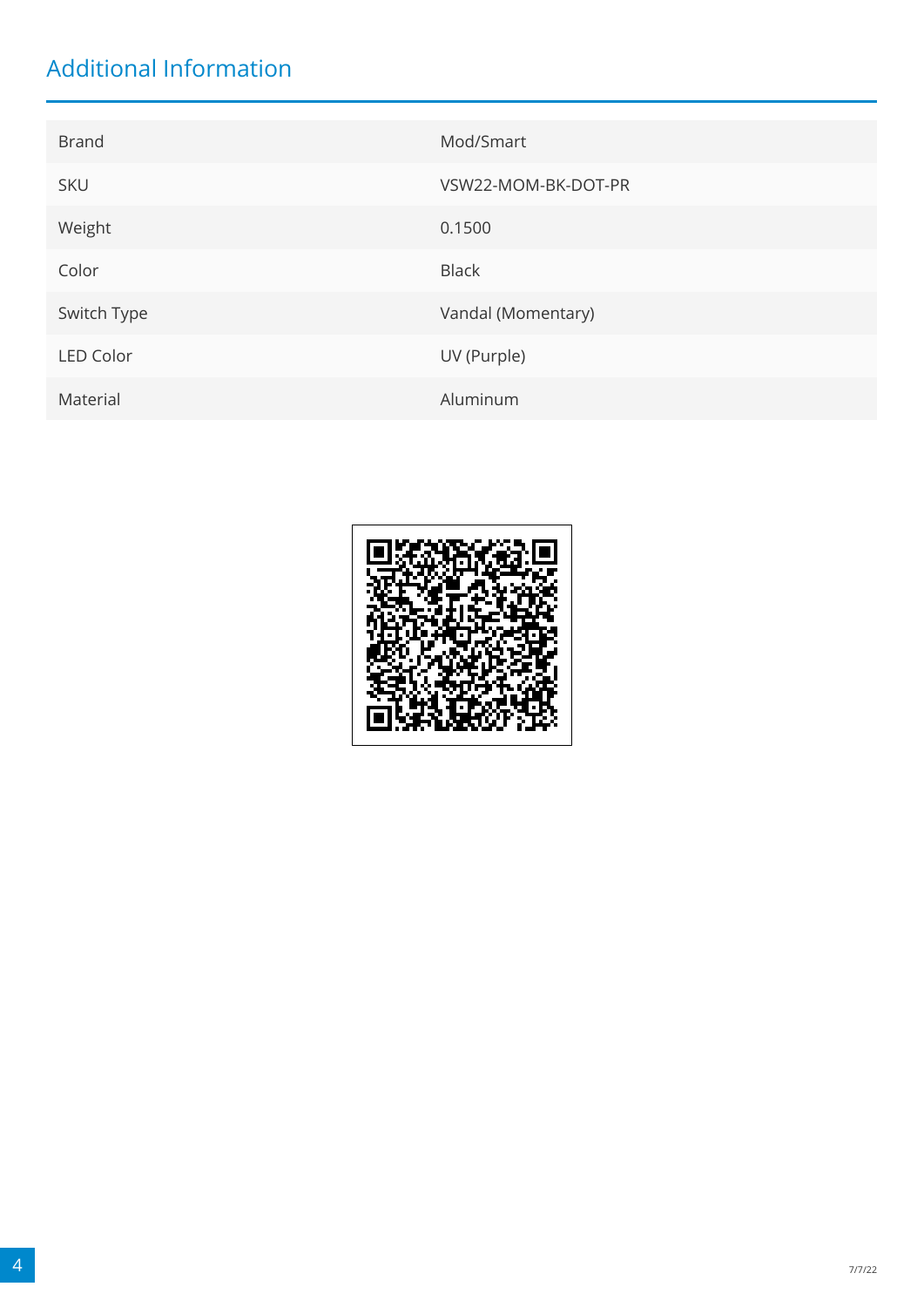## Additional Information

| | |
|---|---|
| Brand | Mod/Smart |
| SKU | VSW22-MOM-BK-DOT-PR |
| Weight | 0.1500 |
| Color | Black |
| Switch Type | Vandal (Momentary) |
| LED Color | UV (Purple) |
| Material | Aluminum |